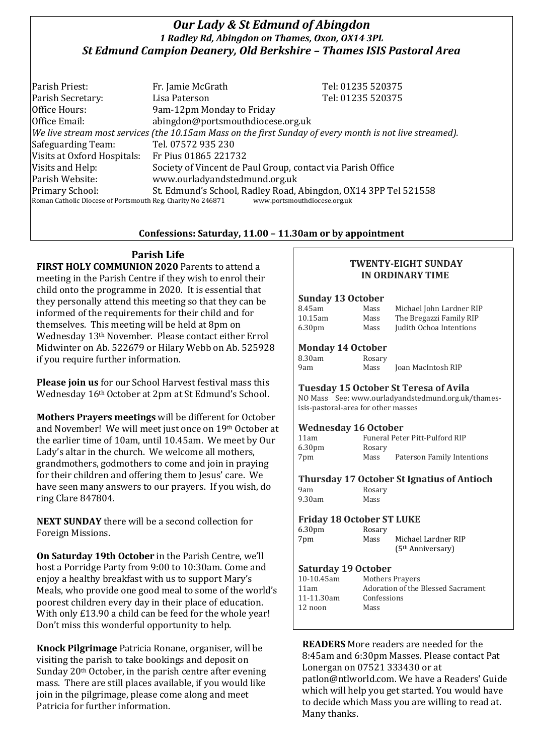# *Our Lady & St Edmund of Abingdon*

*1 Radley Rd, Abingdon on Thames, Oxon, OX14 3PL*

*St Edmund Campion Deanery, Old Berkshire – Thames ISIS Pastoral Area*

| | | |
|---|---|---|
| Parish Priest: | Fr. Jamie McGrath | Tel: 01235 520375 |
| Parish Secretary: | Lisa Paterson | Tel: 01235 520375 |
| Office Hours: | 9am-12pm Monday to Friday | |
| Office Email: | abingdon@portsmouthdiocese.org.uk | |

*We live stream most services (the 10.15am Mass on the first Sunday of every month is not live streamed).*

| | |
|---|---|
| Safeguarding Team: | Tel. 07572 935 230 |
| Visits at Oxford Hospitals: | Fr Pius 01865 221732 |
| Visits and Help: | Society of Vincent de Paul Group, contact via Parish Office |
| Parish Website: | www.ourladyandstedmund.org.uk |
| Primary School: | St. Edmund's School, Radley Road, Abingdon, OX14 3PP Tel 521558 |

Roman Catholic Diocese of Portsmouth Reg. Charity No 246871 www.portsmouthdiocese.org.uk

**Confessions: Saturday, 11.00 – 11.30am or by appointment**

## Parish Life

**FIRST HOLY COMMUNION 2020** Parents to attend a meeting in the Parish Centre if they wish to enrol their child onto the programme in 2020. It is essential that they personally attend this meeting so that they can be informed of the requirements for their child and for themselves. This meeting will be held at 8pm on Wednesday 13th November. Please contact either Errol Midwinter on Ab. 522679 or Hilary Webb on Ab. 525928 if you require further information.

**Please join us** for our School Harvest festival mass this Wednesday 16th October at 2pm at St Edmund's School.

**Mothers Prayers meetings** will be different for October and November! We will meet just once on 19th October at the earlier time of 10am, until 10.45am. We meet by Our Lady's altar in the church. We welcome all mothers, grandmothers, godmothers to come and join in praying for their children and offering them to Jesus' care. We have seen many answers to our prayers. If you wish, do ring Clare 847804.

**NEXT SUNDAY** there will be a second collection for Foreign Missions.

**On Saturday 19th October** in the Parish Centre, we'll host a Porridge Party from 9:00 to 10:30am. Come and enjoy a healthy breakfast with us to support Mary's Meals, who provide one good meal to some of the world's poorest children every day in their place of education. With only £13.90 a child can be feed for the whole year! Don't miss this wonderful opportunity to help.

**Knock Pilgrimage** Patricia Ronane, organiser, will be visiting the parish to take bookings and deposit on Sunday 20th October, in the parish centre after evening mass. There are still places available, if you would like join in the pilgrimage, please come along and meet Patricia for further information.

## TWENTY-EIGHT SUNDAY IN ORDINARY TIME

### Sunday 13 October

| | | |
|---|---|---|
| 8.45am | Mass | Michael John Lardner RIP |
| 10.15am | Mass | The Bregazzi Family RIP |
| 6.30pm | Mass | Judith Ochoa Intentions |

### Monday 14 October

| | | |
|---|---|---|
| 8.30am | Rosary | |
| 9am | Mass | Joan MacIntosh RIP |

### Tuesday 15 October St Teresa of Avila

NO Mass See: www.ourladyandstedmund.org.uk/thames-isis-pastoral-area for other masses

### Wednesday 16 October

| | | |
|---|---|---|
| 11am | Funeral Peter Pitt-Pulford RIP | |
| 6.30pm | Rosary | |
| 7pm | Mass | Paterson Family Intentions |

### Thursday 17 October St Ignatius of Antioch

| | |
|---|---|
| 9am | Rosary |
| 9.30am | Mass |

### Friday 18 October ST LUKE

| | | |
|---|---|---|
| 6.30pm | Rosary | |
| 7pm | Mass | Michael Lardner RIP (5th Anniversary) |

### Saturday 19 October

| | |
|---|---|
| 10-10.45am | Mothers Prayers |
| 11am | Adoration of the Blessed Sacrament |
| 11-11.30am | Confessions |
| 12 noon | Mass |

**READERS** More readers are needed for the 8:45am and 6:30pm Masses. Please contact Pat Lonergan on 07521 333430 or at patlon@ntlworld.com. We have a Readers' Guide which will help you get started. You would have to decide which Mass you are willing to read at. Many thanks.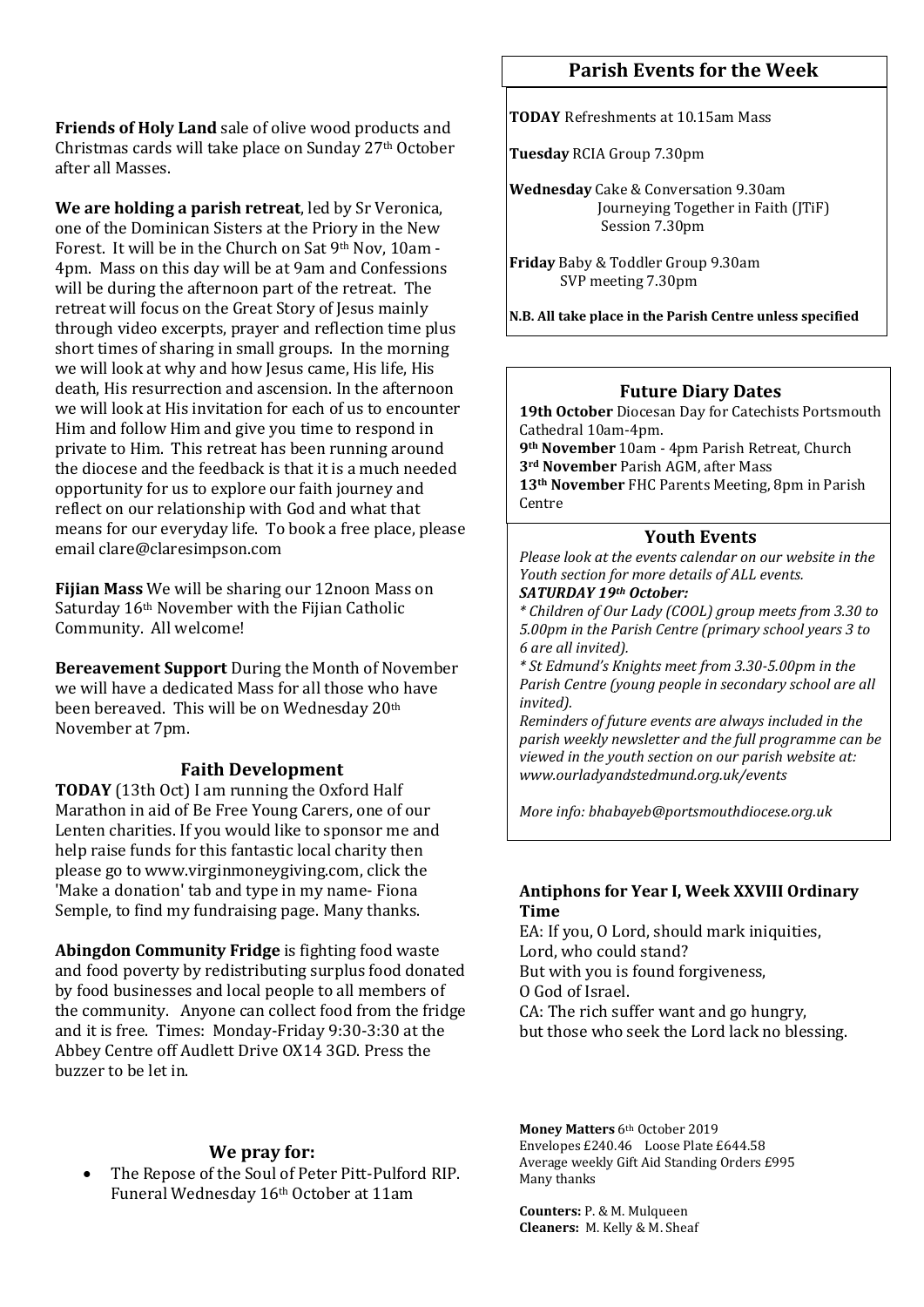**Friends of Holy Land** sale of olive wood products and Christmas cards will take place on Sunday 27th October after all Masses.

**We are holding a parish retreat**, led by Sr Veronica, one of the Dominican Sisters at the Priory in the New Forest. It will be in the Church on Sat 9th Nov, 10am - 4pm. Mass on this day will be at 9am and Confessions will be during the afternoon part of the retreat. The retreat will focus on the Great Story of Jesus mainly through video excerpts, prayer and reflection time plus short times of sharing in small groups. In the morning we will look at why and how Jesus came, His life, His death, His resurrection and ascension. In the afternoon we will look at His invitation for each of us to encounter Him and follow Him and give you time to respond in private to Him. This retreat has been running around the diocese and the feedback is that it is a much needed opportunity for us to explore our faith journey and reflect on our relationship with God and what that means for our everyday life. To book a free place, please email clare@claresimpson.com

**Fijian Mass** We will be sharing our 12noon Mass on Saturday 16th November with the Fijian Catholic Community. All welcome!

**Bereavement Support** During the Month of November we will have a dedicated Mass for all those who have been bereaved. This will be on Wednesday 20th November at 7pm.

## Faith Development

**TODAY** (13th Oct) I am running the Oxford Half Marathon in aid of Be Free Young Carers, one of our Lenten charities. If you would like to sponsor me and help raise funds for this fantastic local charity then please go to www.virginmoneygiving.com, click the 'Make a donation' tab and type in my name- Fiona Semple, to find my fundraising page. Many thanks.

**Abingdon Community Fridge** is fighting food waste and food poverty by redistributing surplus food donated by food businesses and local people to all members of the community. Anyone can collect food from the fridge and it is free. Times: Monday-Friday 9:30-3:30 at the Abbey Centre off Audlett Drive OX14 3GD. Press the buzzer to be let in.

## We pray for:

- The Repose of the Soul of Peter Pitt-Pulford RIP. Funeral Wednesday 16th October at 11am

## Parish Events for the Week

**TODAY** Refreshments at 10.15am Mass

**Tuesday** RCIA Group 7.30pm

**Wednesday** Cake & Conversation 9.30am
Journeying Together in Faith (JTiF) Session 7.30pm

**Friday** Baby & Toddler Group 9.30am
SVP meeting 7.30pm

**N.B. All take place in the Parish Centre unless specified**

## Future Diary Dates

**19th October** Diocesan Day for Catechists Portsmouth Cathedral 10am-4pm.
**9th November** 10am - 4pm Parish Retreat, Church
**3rd November** Parish AGM, after Mass
**13th November** FHC Parents Meeting, 8pm in Parish Centre

## Youth Events

*Please look at the events calendar on our website in the Youth section for more details of ALL events.*
***SATURDAY 19th October:***
*\* Children of Our Lady (COOL) group meets from 3.30 to 5.00pm in the Parish Centre (primary school years 3 to 6 are all invited).*
*\* St Edmund's Knights meet from 3.30-5.00pm in the Parish Centre (young people in secondary school are all invited).*
*Reminders of future events are always included in the parish weekly newsletter and the full programme can be viewed in the youth section on our parish website at: www.ourladyandstedmund.org.uk/events*

*More info: bhabayeb@portsmouthdiocese.org.uk*

### Antiphons for Year I, Week XXVIII Ordinary Time

EA: If you, O Lord, should mark iniquities,
Lord, who could stand?
But with you is found forgiveness,
O God of Israel.
CA: The rich suffer want and go hungry,
but those who seek the Lord lack no blessing.

**Money Matters** 6th October 2019
Envelopes £240.46 Loose Plate £644.58
Average weekly Gift Aid Standing Orders £995
Many thanks

**Counters:** P. & M. Mulqueen
**Cleaners:** M. Kelly & M. Sheaf